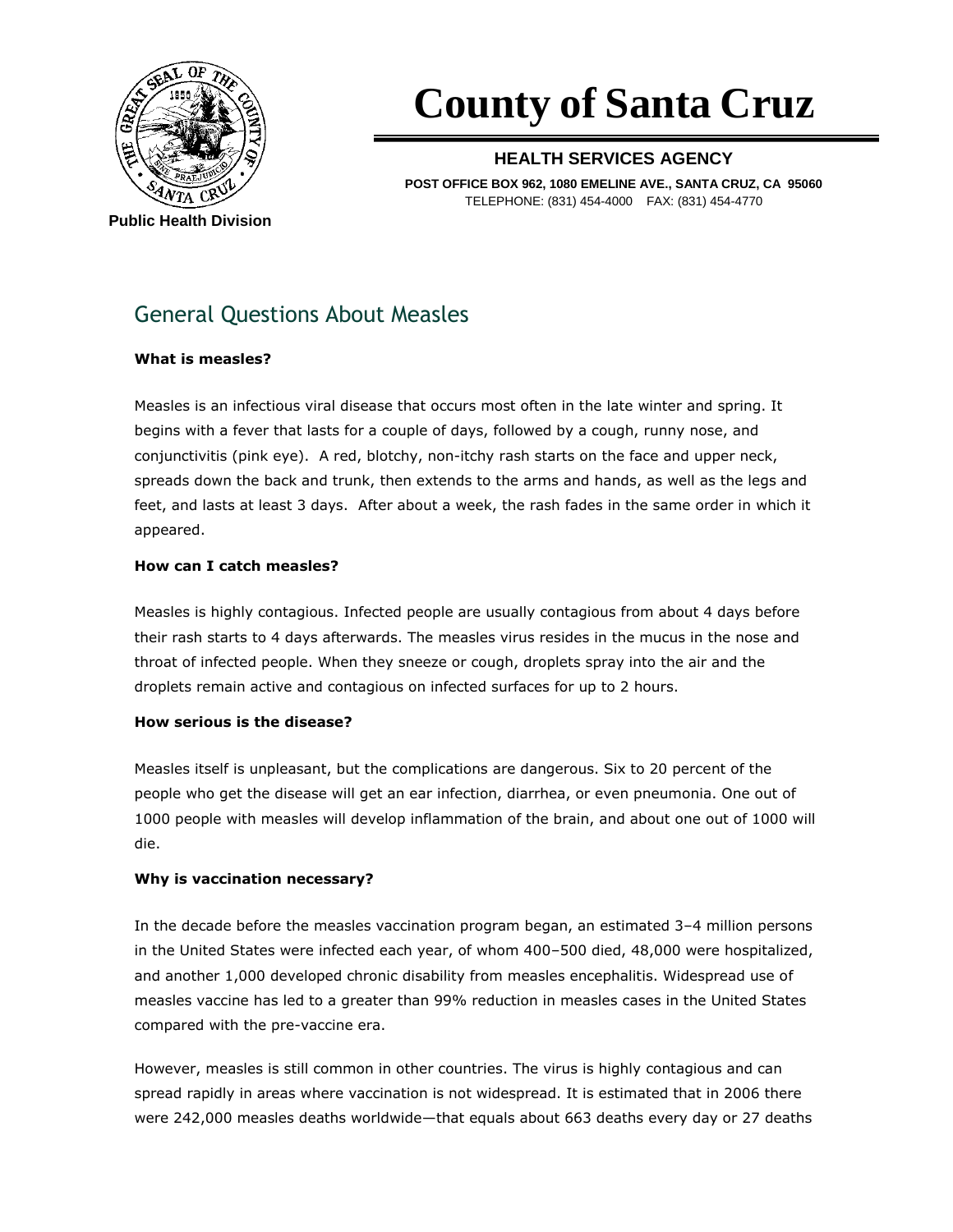# County of Santa Cruz

**HEALTH SERVICES AGENCY**

**POST OFFICE BOX 962, 1080 EMELINE AVE., SANTA CRUZ, CA 95060**
TELEPHONE: (831) 454-4000 FAX: (831) 454-4770

**Public Health Division**

## General Questions About Measles

**What is measles?**

Measles is an infectious viral disease that occurs most often in the late winter and spring. It begins with a fever that lasts for a couple of days, followed by a cough, runny nose, and conjunctivitis (pink eye). A red, blotchy, non-itchy rash starts on the face and upper neck, spreads down the back and trunk, then extends to the arms and hands, as well as the legs and feet, and lasts at least 3 days. After about a week, the rash fades in the same order in which it appeared.

**How can I catch measles?**

Measles is highly contagious. Infected people are usually contagious from about 4 days before their rash starts to 4 days afterwards. The measles virus resides in the mucus in the nose and throat of infected people. When they sneeze or cough, droplets spray into the air and the droplets remain active and contagious on infected surfaces for up to 2 hours.

**How serious is the disease?**

Measles itself is unpleasant, but the complications are dangerous. Six to 20 percent of the people who get the disease will get an ear infection, diarrhea, or even pneumonia. One out of 1000 people with measles will develop inflammation of the brain, and about one out of 1000 will die.

**Why is vaccination necessary?**

In the decade before the measles vaccination program began, an estimated 3–4 million persons in the United States were infected each year, of whom 400–500 died, 48,000 were hospitalized, and another 1,000 developed chronic disability from measles encephalitis. Widespread use of measles vaccine has led to a greater than 99% reduction in measles cases in the United States compared with the pre-vaccine era.

However, measles is still common in other countries. The virus is highly contagious and can spread rapidly in areas where vaccination is not widespread. It is estimated that in 2006 there were 242,000 measles deaths worldwide—that equals about 663 deaths every day or 27 deaths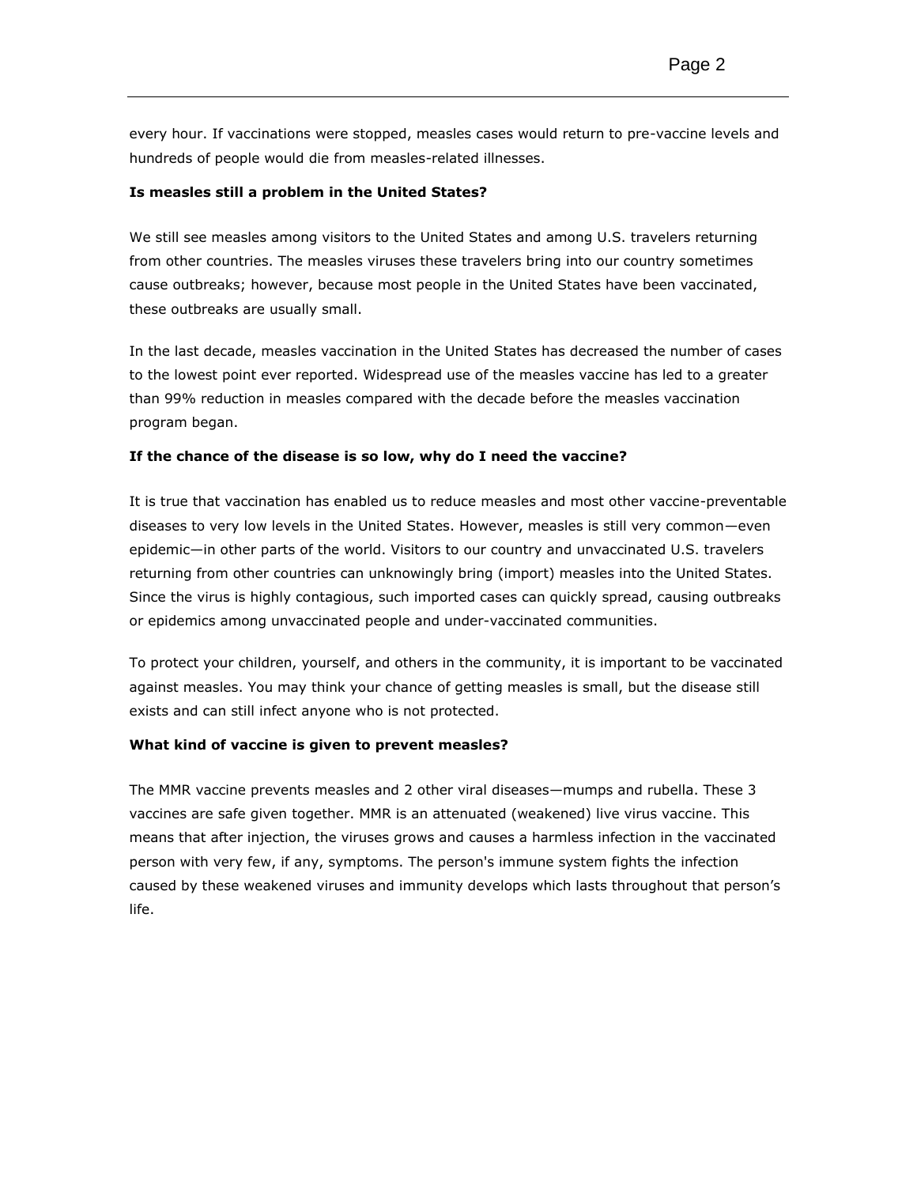every hour. If vaccinations were stopped, measles cases would return to pre-vaccine levels and hundreds of people would die from measles-related illnesses.

**Is measles still a problem in the United States?**

We still see measles among visitors to the United States and among U.S. travelers returning from other countries. The measles viruses these travelers bring into our country sometimes cause outbreaks; however, because most people in the United States have been vaccinated, these outbreaks are usually small.

In the last decade, measles vaccination in the United States has decreased the number of cases to the lowest point ever reported. Widespread use of the measles vaccine has led to a greater than 99% reduction in measles compared with the decade before the measles vaccination program began.

**If the chance of the disease is so low, why do I need the vaccine?**

It is true that vaccination has enabled us to reduce measles and most other vaccine-preventable diseases to very low levels in the United States. However, measles is still very common—even epidemic—in other parts of the world. Visitors to our country and unvaccinated U.S. travelers returning from other countries can unknowingly bring (import) measles into the United States. Since the virus is highly contagious, such imported cases can quickly spread, causing outbreaks or epidemics among unvaccinated people and under-vaccinated communities.

To protect your children, yourself, and others in the community, it is important to be vaccinated against measles. You may think your chance of getting measles is small, but the disease still exists and can still infect anyone who is not protected.

**What kind of vaccine is given to prevent measles?**

The MMR vaccine prevents measles and 2 other viral diseases—mumps and rubella. These 3 vaccines are safe given together. MMR is an attenuated (weakened) live virus vaccine. This means that after injection, the viruses grows and causes a harmless infection in the vaccinated person with very few, if any, symptoms. The person's immune system fights the infection caused by these weakened viruses and immunity develops which lasts throughout that person's life.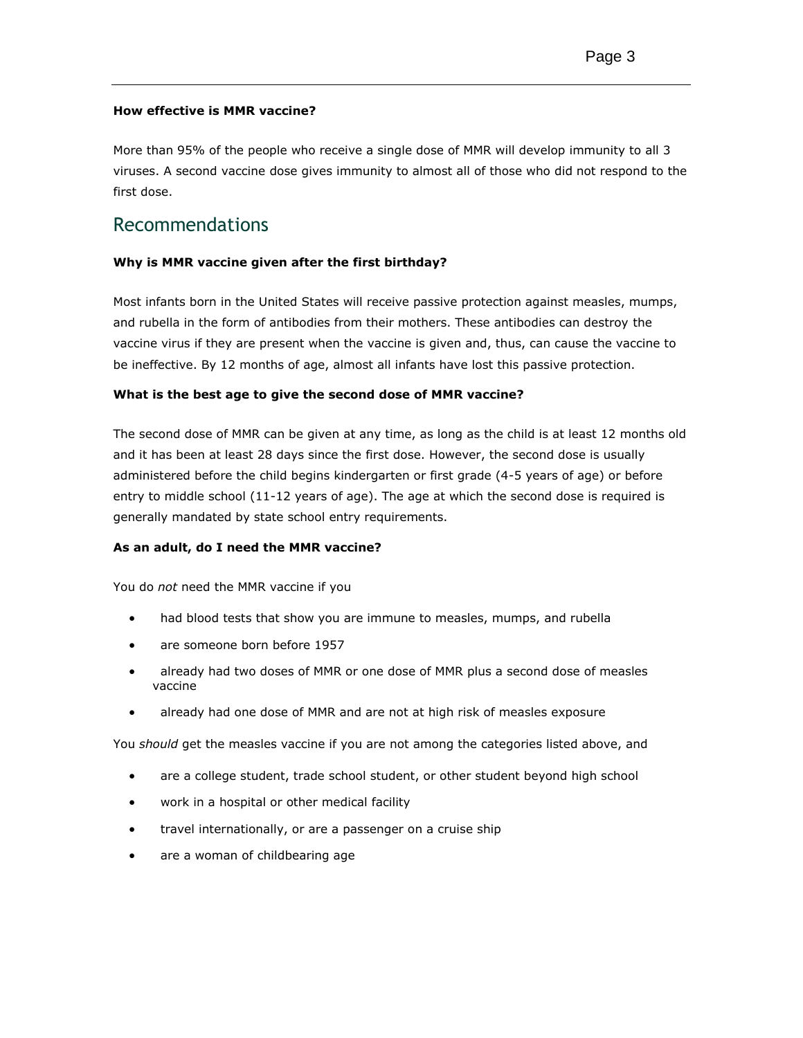**How effective is MMR vaccine?**

More than 95% of the people who receive a single dose of MMR will develop immunity to all 3 viruses. A second vaccine dose gives immunity to almost all of those who did not respond to the first dose.

## Recommendations

**Why is MMR vaccine given after the first birthday?**

Most infants born in the United States will receive passive protection against measles, mumps, and rubella in the form of antibodies from their mothers. These antibodies can destroy the vaccine virus if they are present when the vaccine is given and, thus, can cause the vaccine to be ineffective. By 12 months of age, almost all infants have lost this passive protection.

**What is the best age to give the second dose of MMR vaccine?**

The second dose of MMR can be given at any time, as long as the child is at least 12 months old and it has been at least 28 days since the first dose. However, the second dose is usually administered before the child begins kindergarten or first grade (4-5 years of age) or before entry to middle school (11-12 years of age). The age at which the second dose is required is generally mandated by state school entry requirements.

**As an adult, do I need the MMR vaccine?**

You do *not* need the MMR vaccine if you

- had blood tests that show you are immune to measles, mumps, and rubella
- are someone born before 1957
- already had two doses of MMR or one dose of MMR plus a second dose of measles vaccine
- already had one dose of MMR and are not at high risk of measles exposure

You *should* get the measles vaccine if you are not among the categories listed above, and

- are a college student, trade school student, or other student beyond high school
- work in a hospital or other medical facility
- travel internationally, or are a passenger on a cruise ship
- are a woman of childbearing age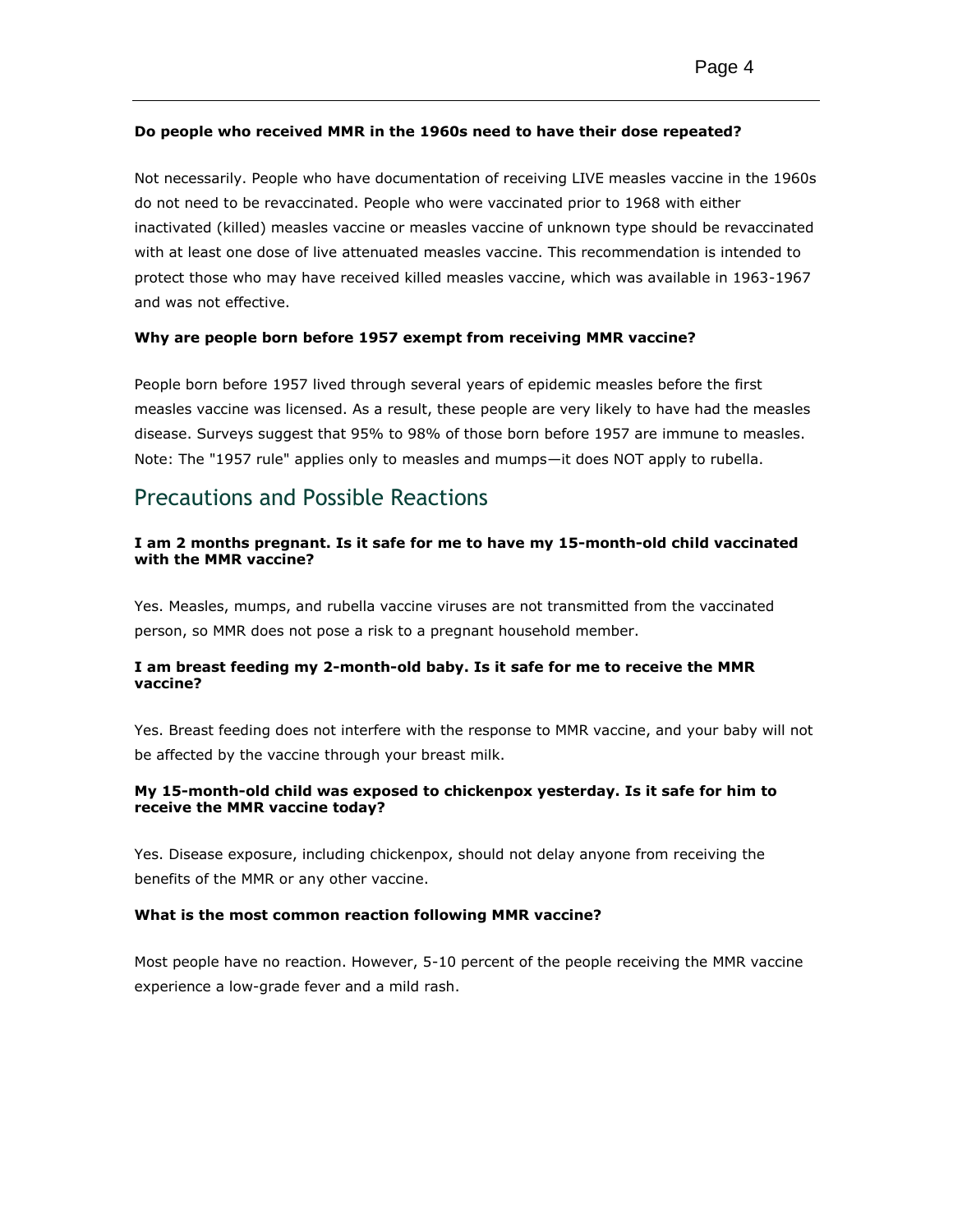**Do people who received MMR in the 1960s need to have their dose repeated?**

Not necessarily. People who have documentation of receiving LIVE measles vaccine in the 1960s do not need to be revaccinated. People who were vaccinated prior to 1968 with either inactivated (killed) measles vaccine or measles vaccine of unknown type should be revaccinated with at least one dose of live attenuated measles vaccine. This recommendation is intended to protect those who may have received killed measles vaccine, which was available in 1963-1967 and was not effective.

**Why are people born before 1957 exempt from receiving MMR vaccine?**

People born before 1957 lived through several years of epidemic measles before the first measles vaccine was licensed. As a result, these people are very likely to have had the measles disease. Surveys suggest that 95% to 98% of those born before 1957 are immune to measles. Note: The "1957 rule" applies only to measles and mumps—it does NOT apply to rubella.

## Precautions and Possible Reactions

**I am 2 months pregnant. Is it safe for me to have my 15-month-old child vaccinated with the MMR vaccine?**

Yes. Measles, mumps, and rubella vaccine viruses are not transmitted from the vaccinated person, so MMR does not pose a risk to a pregnant household member.

**I am breast feeding my 2-month-old baby. Is it safe for me to receive the MMR vaccine?**

Yes. Breast feeding does not interfere with the response to MMR vaccine, and your baby will not be affected by the vaccine through your breast milk.

**My 15-month-old child was exposed to chickenpox yesterday. Is it safe for him to receive the MMR vaccine today?**

Yes. Disease exposure, including chickenpox, should not delay anyone from receiving the benefits of the MMR or any other vaccine.

**What is the most common reaction following MMR vaccine?**

Most people have no reaction. However, 5-10 percent of the people receiving the MMR vaccine experience a low-grade fever and a mild rash.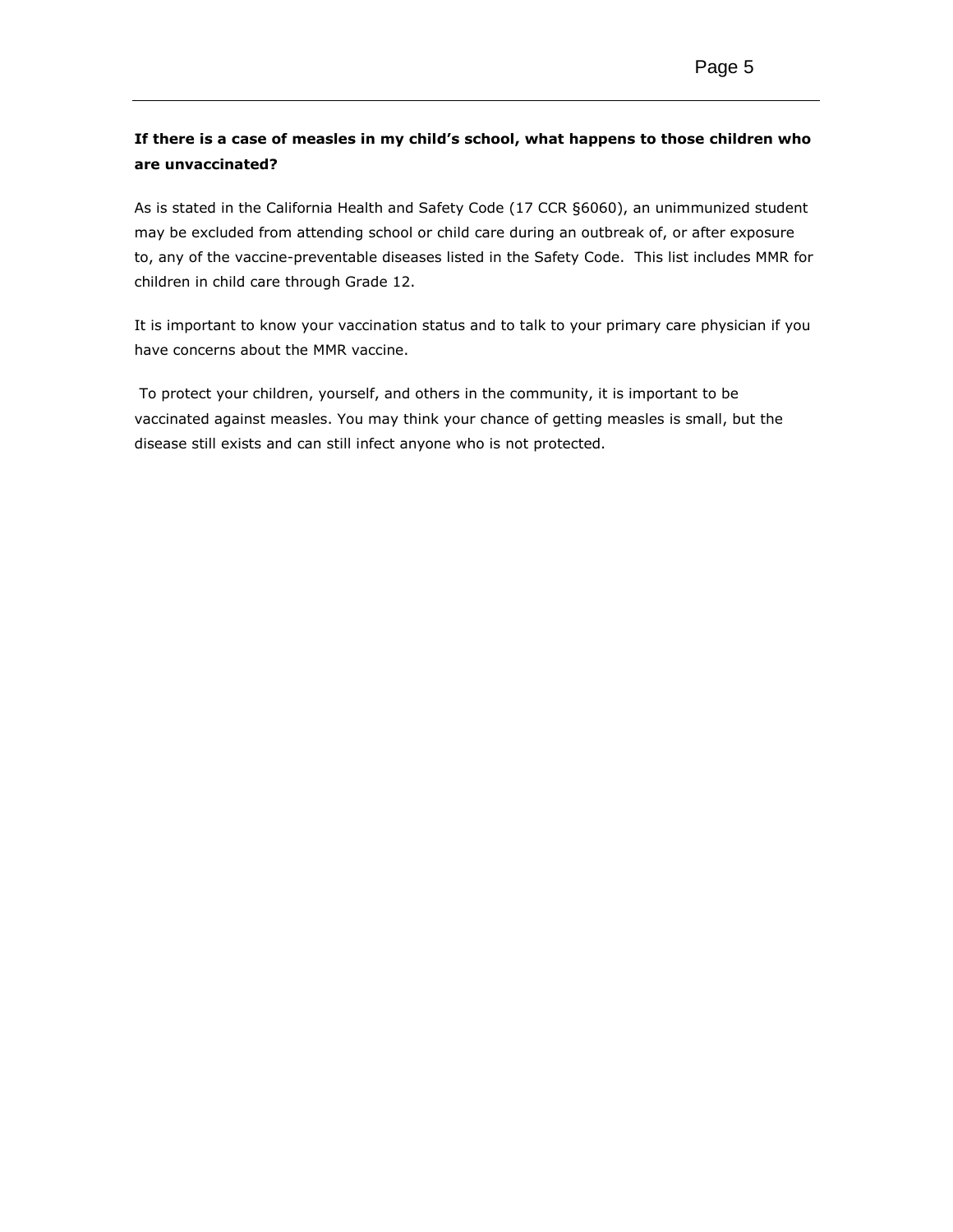**If there is a case of measles in my child's school, what happens to those children who are unvaccinated?**

As is stated in the California Health and Safety Code (17 CCR §6060), an unimmunized student may be excluded from attending school or child care during an outbreak of, or after exposure to, any of the vaccine-preventable diseases listed in the Safety Code. This list includes MMR for children in child care through Grade 12.

It is important to know your vaccination status and to talk to your primary care physician if you have concerns about the MMR vaccine.

To protect your children, yourself, and others in the community, it is important to be vaccinated against measles. You may think your chance of getting measles is small, but the disease still exists and can still infect anyone who is not protected.